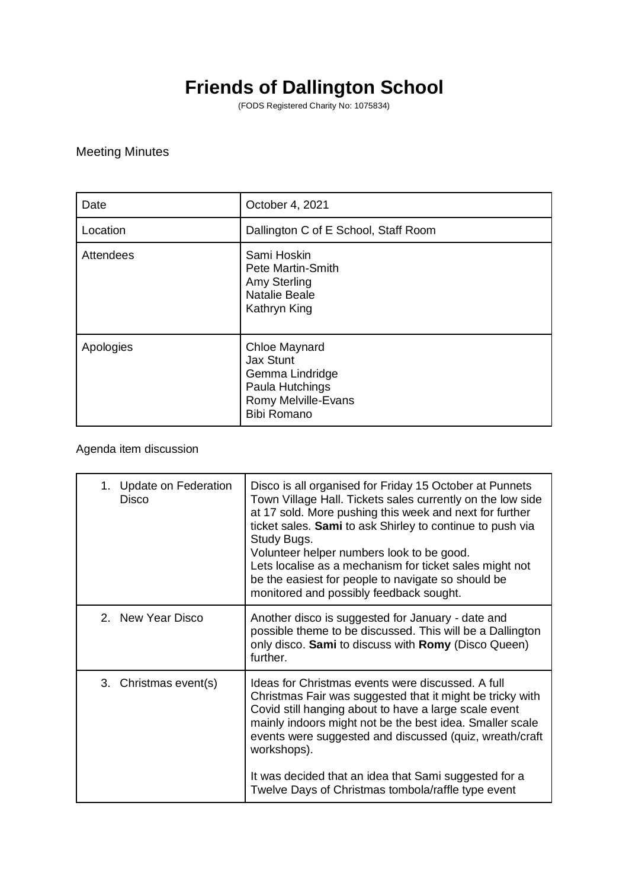# Friends of Dallington School

(FODS Registered Charity No: 1075834)

Meeting Minutes

| Date | October 4, 2021 |
|---|---|
| Location | Dallington C of E School, Staff Room |
| Attendees | Sami Hoskin<br>Pete Martin-Smith<br>Amy Sterling<br>Natalie Beale<br>Kathryn King |
| Apologies | Chloe Maynard<br>Jax Stunt<br>Gemma Lindridge<br>Paula Hutchings<br>Romy Melville-Evans<br>Bibi Romano |

Agenda item discussion

| | |
|---|---|
| 1. Update on Federation Disco | Disco is all organised for Friday 15 October at Punnets Town Village Hall. Tickets sales currently on the low side at 17 sold. More pushing this week and next for further ticket sales. **Sami** to ask Shirley to continue to push via Study Bugs.<br>Volunteer helper numbers look to be good.<br>Lets localise as a mechanism for ticket sales might not be the easiest for people to navigate so should be monitored and possibly feedback sought. |
| 2. New Year Disco | Another disco is suggested for January - date and possible theme to be discussed. This will be a Dallington only disco. **Sami** to discuss with **Romy** (Disco Queen) further. |
| 3. Christmas event(s) | Ideas for Christmas events were discussed. A full Christmas Fair was suggested that it might be tricky with Covid still hanging about to have a large scale event mainly indoors might not be the best idea. Smaller scale events were suggested and discussed (quiz, wreath/craft workshops).<br><br>It was decided that an idea that Sami suggested for a Twelve Days of Christmas tombola/raffle type event |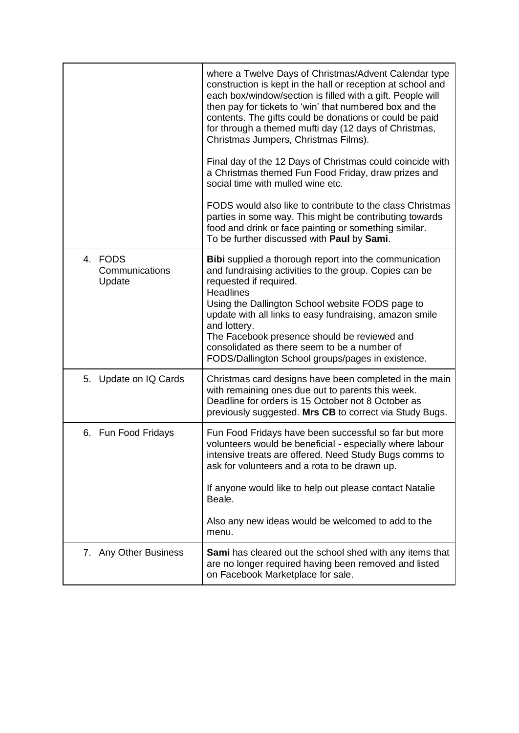| | |
|---|---|
| | where a Twelve Days of Christmas/Advent Calendar type construction is kept in the hall or reception at school and each box/window/section is filled with a gift. People will then pay for tickets to 'win' that numbered box and the contents. The gifts could be donations or could be paid for through a themed mufti day (12 days of Christmas, Christmas Jumpers, Christmas Films).<br><br>Final day of the 12 Days of Christmas could coincide with a Christmas themed Fun Food Friday, draw prizes and social time with mulled wine etc.<br><br>FODS would also like to contribute to the class Christmas parties in some way. This might be contributing towards food and drink or face painting or something similar.<br>To be further discussed with **Paul** by **Sami**. |
| 4. FODS Communications Update | **Bibi** supplied a thorough report into the communication and fundraising activities to the group. Copies can be requested if required.<br>Headlines<br>Using the Dallington School website FODS page to update with all links to easy fundraising, amazon smile and lottery.<br>The Facebook presence should be reviewed and consolidated as there seem to be a number of FODS/Dallington School groups/pages in existence. |
| 5. Update on IQ Cards | Christmas card designs have been completed in the main with remaining ones due out to parents this week. Deadline for orders is 15 October not 8 October as previously suggested. **Mrs CB** to correct via Study Bugs. |
| 6. Fun Food Fridays | Fun Food Fridays have been successful so far but more volunteers would be beneficial - especially where labour intensive treats are offered. Need Study Bugs comms to ask for volunteers and a rota to be drawn up.<br><br>If anyone would like to help out please contact Natalie Beale.<br><br>Also any new ideas would be welcomed to add to the menu. |
| 7. Any Other Business | **Sami** has cleared out the school shed with any items that are no longer required having been removed and listed on Facebook Marketplace for sale. |